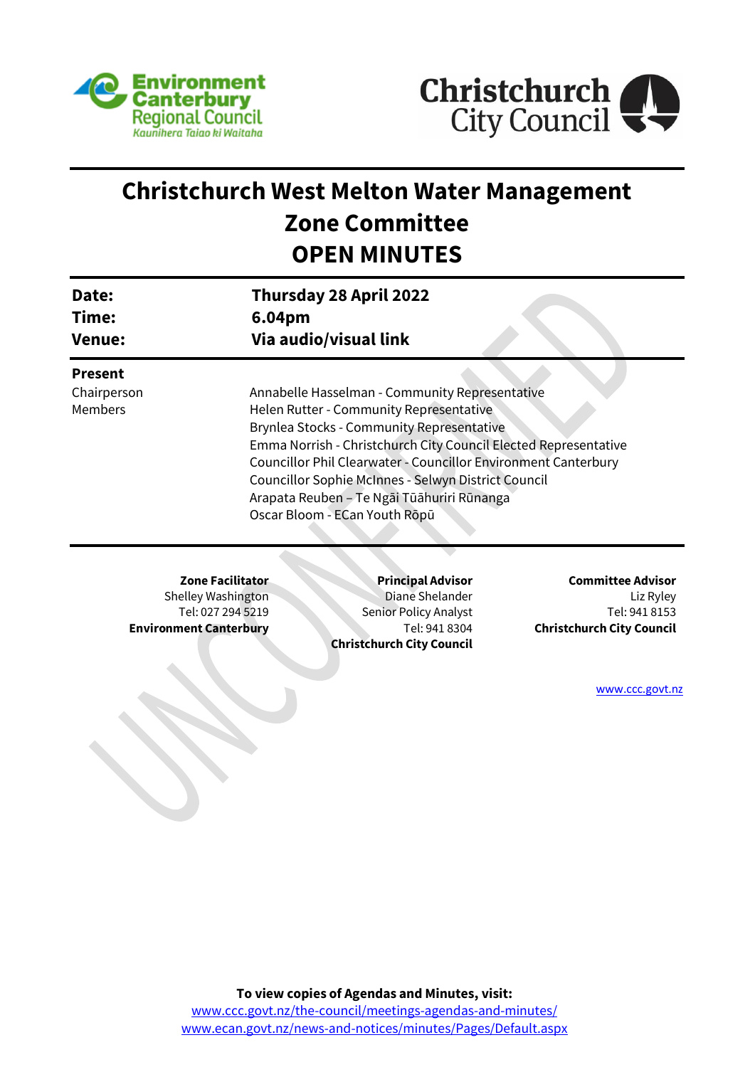# Christchurch West Melton Water Management Zone Committee

# OPEN MINUTES

| | |
|---|---|
| **Date:** | **Thursday 28 April 2022** |
| **Time:** | **6.04pm** |
| **Venue:** | **Via audio/visual link** |

**Present**

| | |
|---|---|
| Chairperson | Annabelle Hasselman - Community Representative |
| Members | Helen Rutter - Community Representative |
| | Brynlea Stocks - Community Representative |
| | Emma Norrish - Christchurch City Council Elected Representative |
| | Councillor Phil Clearwater - Councillor Environment Canterbury |
| | Councillor Sophie McInnes - Selwyn District Council |
| | Arapata Reuben – Te Ngāi Tūāhuriri Rūnanga |
| | Oscar Bloom - ECan Youth Rōpū |

**Zone Facilitator**
Shelley Washington
Tel: 027 294 5219
**Environment Canterbury**

**Principal Advisor**
Diane Shelander
Senior Policy Analyst
Tel: 941 8304
**Christchurch City Council**

**Committee Advisor**
Liz Ryley
Tel: 941 8153
**Christchurch City Council**

www.ccc.govt.nz

**To view copies of Agendas and Minutes, visit:**
www.ccc.govt.nz/the-council/meetings-agendas-and-minutes/
www.ecan.govt.nz/news-and-notices/minutes/Pages/Default.aspx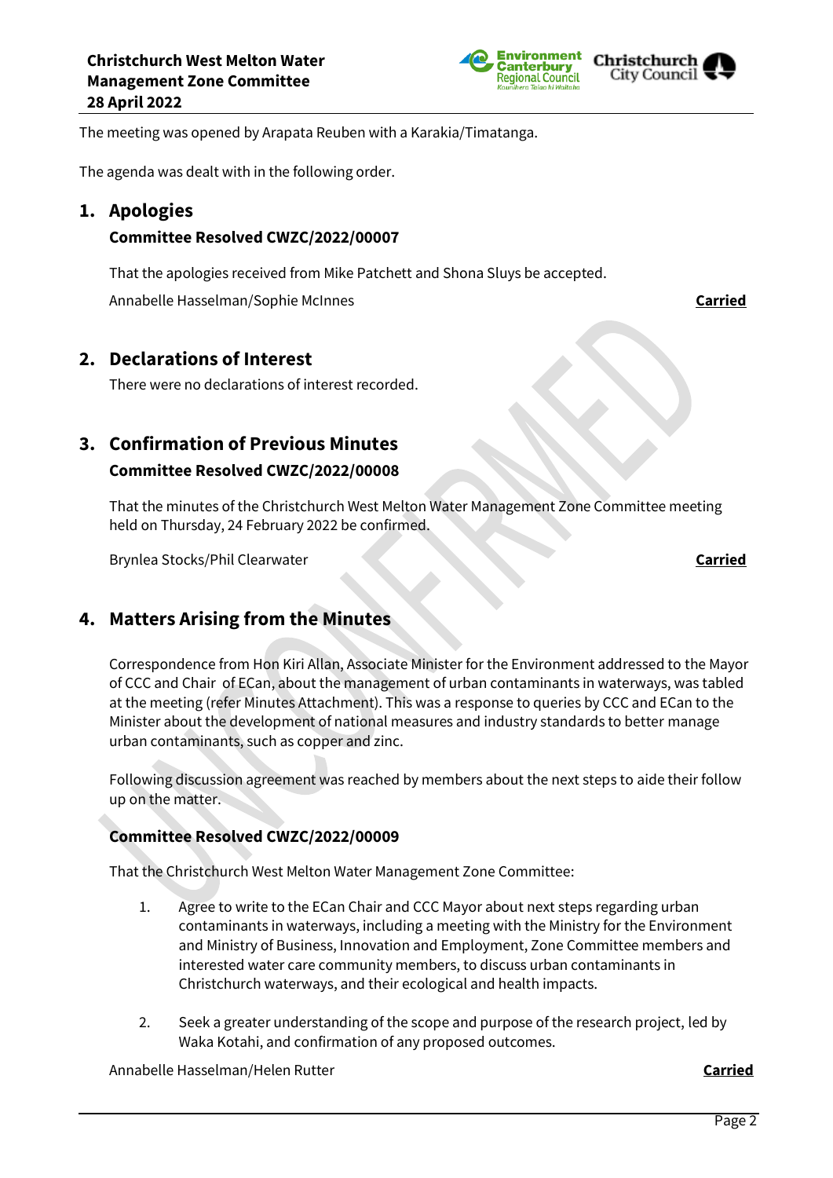The meeting was opened by Arapata Reuben with a Karakia/Timatanga.

The agenda was dealt with in the following order.

## 1. Apologies

### Committee Resolved CWZC/2022/00007

That the apologies received from Mike Patchett and Shona Sluys be accepted.

Annabelle Hasselman/Sophie McInnes **Carried**

## 2. Declarations of Interest

There were no declarations of interest recorded.

## 3. Confirmation of Previous Minutes

### Committee Resolved CWZC/2022/00008

That the minutes of the Christchurch West Melton Water Management Zone Committee meeting held on Thursday, 24 February 2022 be confirmed.

Brynlea Stocks/Phil Clearwater **Carried**

## 4. Matters Arising from the Minutes

Correspondence from Hon Kiri Allan, Associate Minister for the Environment addressed to the Mayor of CCC and Chair of ECan, about the management of urban contaminants in waterways, was tabled at the meeting (refer Minutes Attachment). This was a response to queries by CCC and ECan to the Minister about the development of national measures and industry standards to better manage urban contaminants, such as copper and zinc.

Following discussion agreement was reached by members about the next steps to aide their follow up on the matter.

### Committee Resolved CWZC/2022/00009

That the Christchurch West Melton Water Management Zone Committee:

1. Agree to write to the ECan Chair and CCC Mayor about next steps regarding urban contaminants in waterways, including a meeting with the Ministry for the Environment and Ministry of Business, Innovation and Employment, Zone Committee members and interested water care community members, to discuss urban contaminants in Christchurch waterways, and their ecological and health impacts.

2. Seek a greater understanding of the scope and purpose of the research project, led by Waka Kotahi, and confirmation of any proposed outcomes.

Annabelle Hasselman/Helen Rutter **Carried**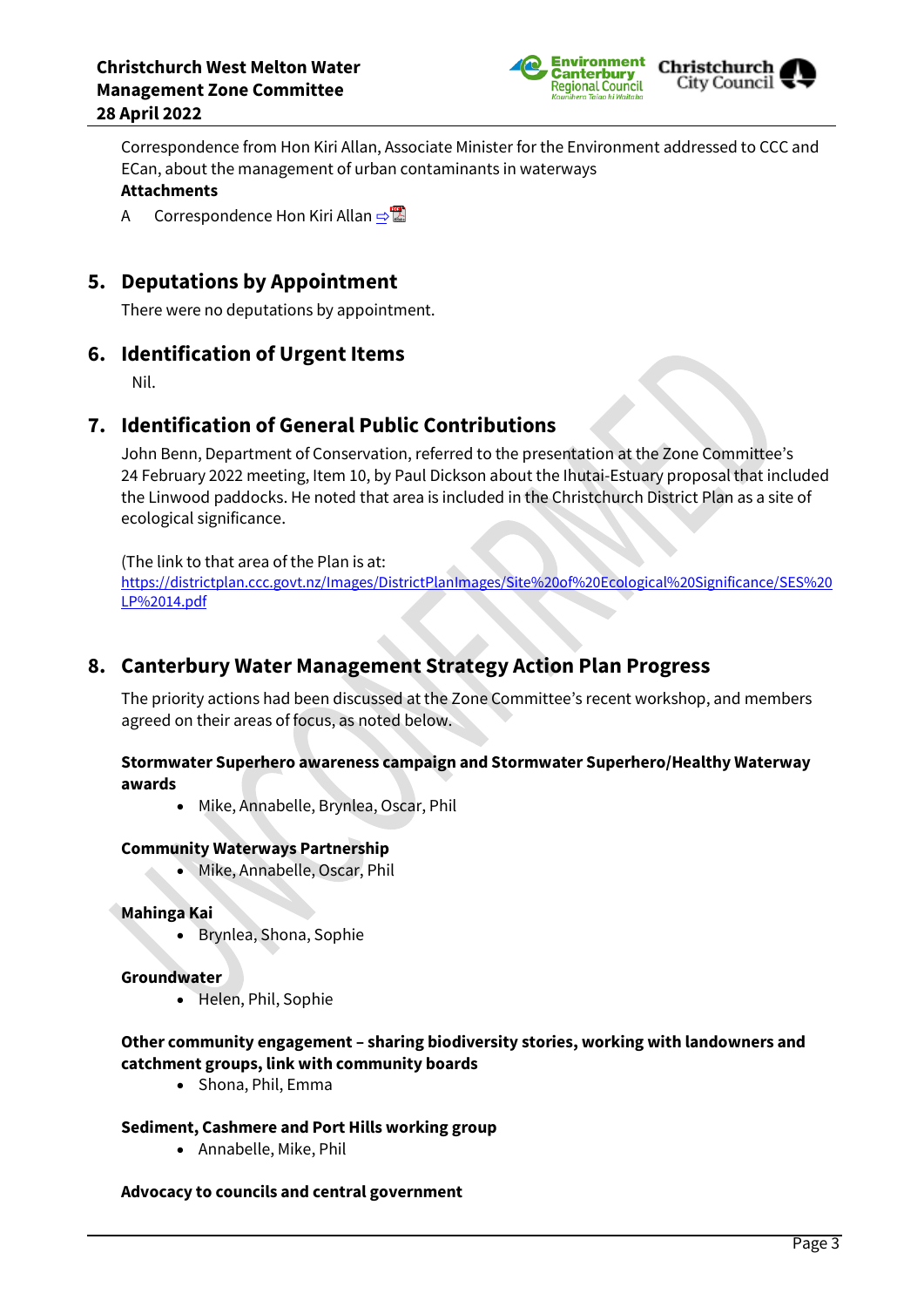Correspondence from Hon Kiri Allan, Associate Minister for the Environment addressed to CCC and ECan, about the management of urban contaminants in waterways

**Attachments**

A Correspondence Hon Kiri Allan ⇨

## 5. Deputations by Appointment

There were no deputations by appointment.

## 6. Identification of Urgent Items

Nil.

## 7. Identification of General Public Contributions

John Benn, Department of Conservation, referred to the presentation at the Zone Committee's 24 February 2022 meeting, Item 10, by Paul Dickson about the Ihutai-Estuary proposal that included the Linwood paddocks. He noted that area is included in the Christchurch District Plan as a site of ecological significance.

(The link to that area of the Plan is at: https://districtplan.ccc.govt.nz/Images/DistrictPlanImages/Site%20of%20Ecological%20Significance/SES%20LP%2014.pdf

## 8. Canterbury Water Management Strategy Action Plan Progress

The priority actions had been discussed at the Zone Committee's recent workshop, and members agreed on their areas of focus, as noted below.

**Stormwater Superhero awareness campaign and Stormwater Superhero/Healthy Waterway awards**

- Mike, Annabelle, Brynlea, Oscar, Phil

**Community Waterways Partnership**

- Mike, Annabelle, Oscar, Phil

**Mahinga Kai**

- Brynlea, Shona, Sophie

**Groundwater**

- Helen, Phil, Sophie

**Other community engagement – sharing biodiversity stories, working with landowners and catchment groups, link with community boards**

- Shona, Phil, Emma

**Sediment, Cashmere and Port Hills working group**

- Annabelle, Mike, Phil

**Advocacy to councils and central government**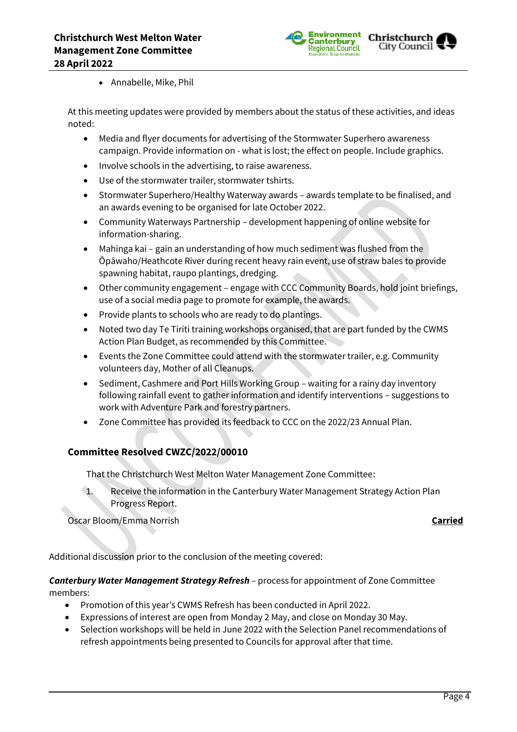- Annabelle, Mike, Phil

At this meeting updates were provided by members about the status of these activities, and ideas noted:

- Media and flyer documents for advertising of the Stormwater Superhero awareness campaign. Provide information on - what is lost; the effect on people. Include graphics.
- Involve schools in the advertising, to raise awareness.
- Use of the stormwater trailer, stormwater tshirts.
- Stormwater Superhero/Healthy Waterway awards – awards template to be finalised, and an awards evening to be organised for late October 2022.
- Community Waterways Partnership – development happening of online website for information-sharing.
- Mahinga kai – gain an understanding of how much sediment was flushed from the Ōpāwaho/Heathcote River during recent heavy rain event, use of straw bales to provide spawning habitat, raupo plantings, dredging.
- Other community engagement – engage with CCC Community Boards, hold joint briefings, use of a social media page to promote for example, the awards.
- Provide plants to schools who are ready to do plantings.
- Noted two day Te Tiriti training workshops organised, that are part funded by the CWMS Action Plan Budget, as recommended by this Committee.
- Events the Zone Committee could attend with the stormwater trailer, e.g. Community volunteers day, Mother of all Cleanups.
- Sediment, Cashmere and Port Hills Working Group – waiting for a rainy day inventory following rainfall event to gather information and identify interventions – suggestions to work with Adventure Park and forestry partners.
- Zone Committee has provided its feedback to CCC on the 2022/23 Annual Plan.

### Committee Resolved CWZC/2022/00010

That the Christchurch West Melton Water Management Zone Committee:

1. Receive the information in the Canterbury Water Management Strategy Action Plan Progress Report.

Oscar Bloom/Emma Norrish **Carried**

Additional discussion prior to the conclusion of the meeting covered:

***Canterbury Water Management Strategy Refresh*** – process for appointment of Zone Committee members:

- Promotion of this year's CWMS Refresh has been conducted in April 2022.
- Expressions of interest are open from Monday 2 May, and close on Monday 30 May.
- Selection workshops will be held in June 2022 with the Selection Panel recommendations of refresh appointments being presented to Councils for approval after that time.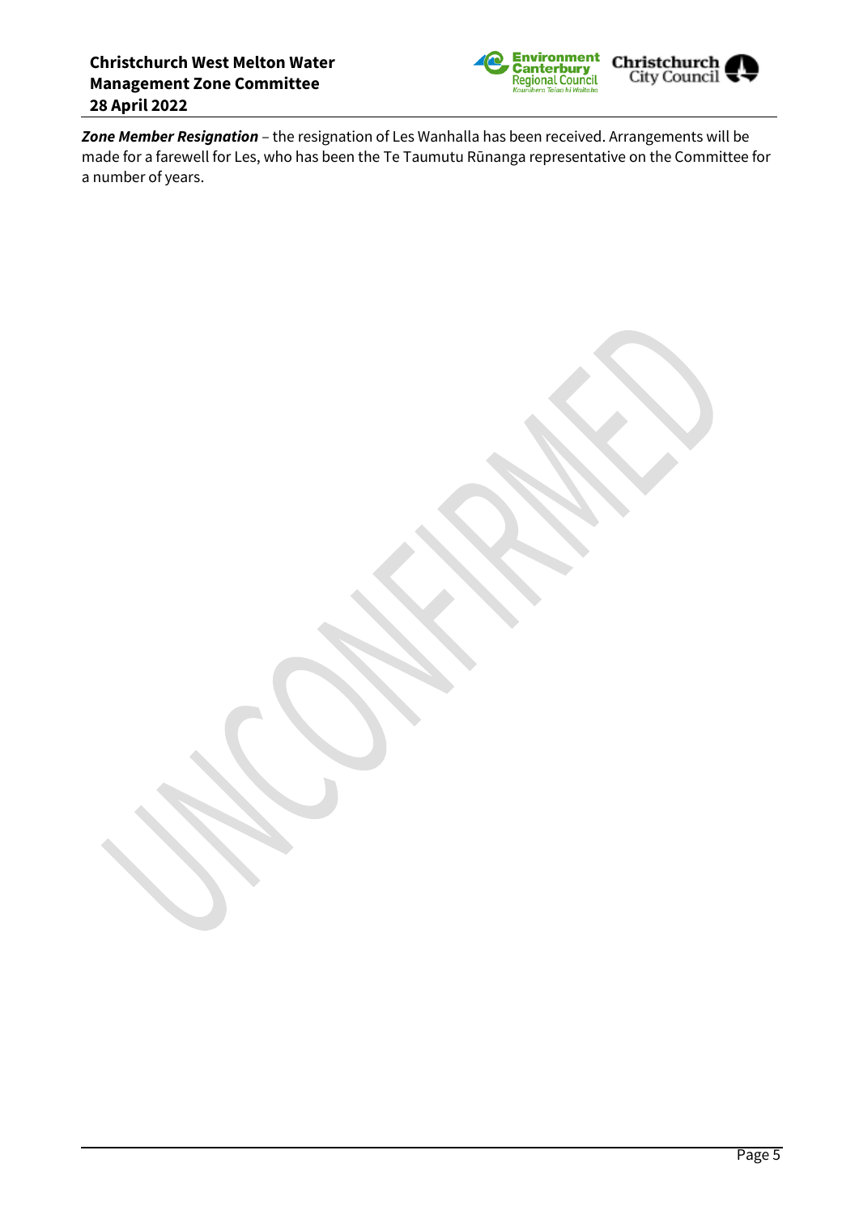***Zone Member Resignation*** – the resignation of Les Wanhalla has been received. Arrangements will be made for a farewell for Les, who has been the Te Taumutu Rūnanga representative on the Committee for a number of years.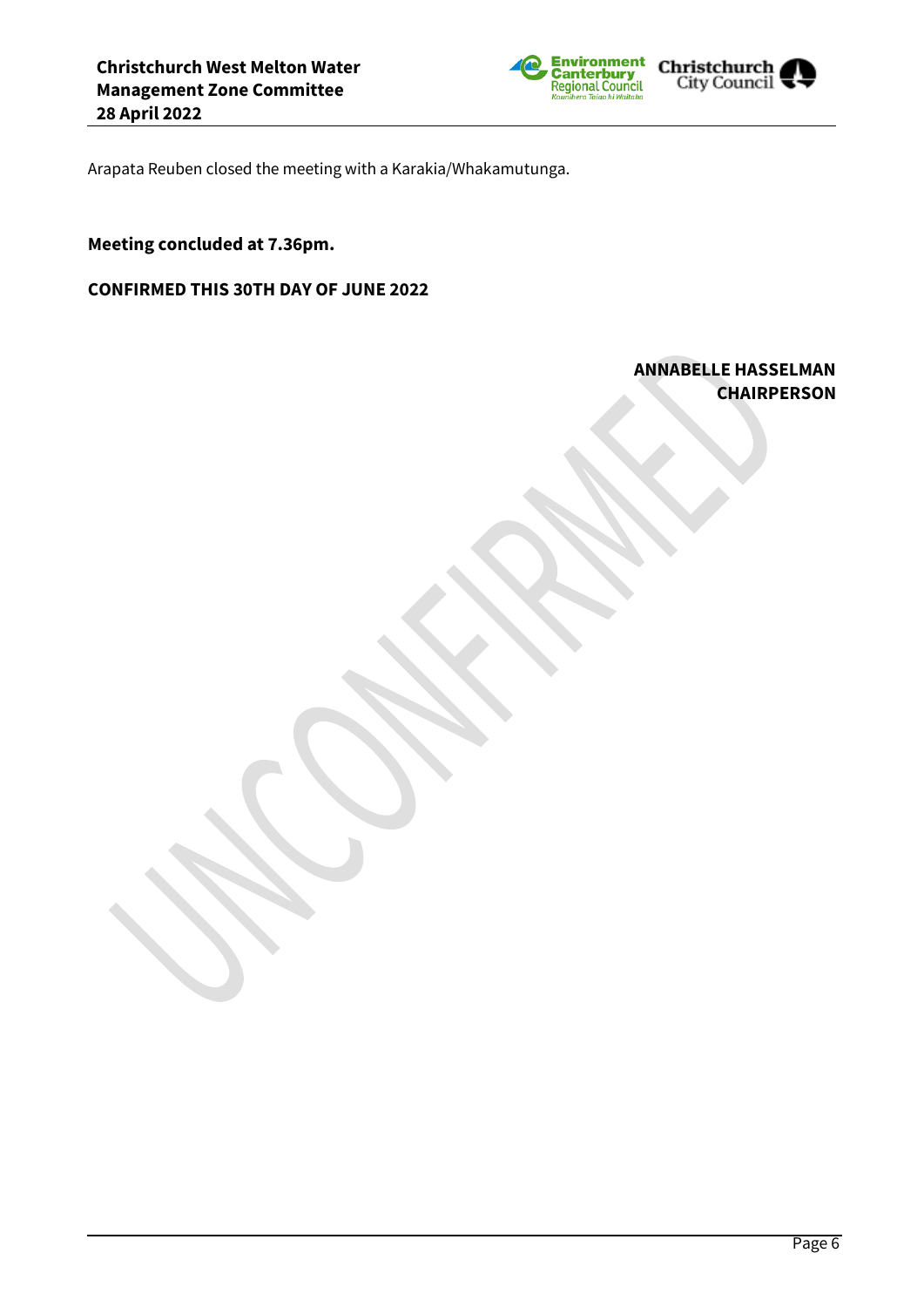Arapata Reuben closed the meeting with a Karakia/Whakamutunga.

**Meeting concluded at 7.36pm.**

**CONFIRMED THIS 30TH DAY OF JUNE 2022**

**ANNABELLE HASSELMAN**
**CHAIRPERSON**